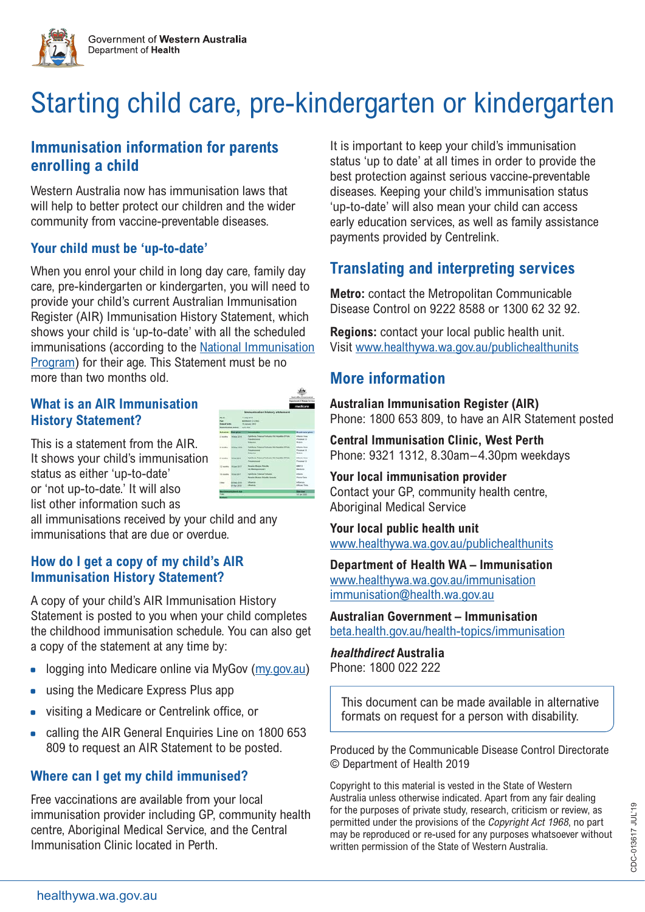Government of **Western Australia**
Department of **Health**

# Starting child care, pre-kindergarten or kindergarten

## Immunisation information for parents enrolling a child

Western Australia now has immunisation laws that will help to better protect our children and the wider community from vaccine-preventable diseases.

### Your child must be 'up-to-date'

When you enrol your child in long day care, family day care, pre-kindergarten or kindergarten, you will need to provide your child's current Australian Immunisation Register (AIR) Immunisation History Statement, which shows your child is 'up-to-date' with all the scheduled immunisations (according to the National Immunisation Program) for their age. This Statement must be no more than two months old.

### What is an AIR Immunisation History Statement?

This is a statement from the AIR. It shows your child's immunisation status as either 'up-to-date' or 'not up-to-date.' It will also list other information such as all immunisations received by your child and any immunisations that are due or overdue.

### How do I get a copy of my child's AIR Immunisation History Statement?

A copy of your child's AIR Immunisation History Statement is posted to you when your child completes the childhood immunisation schedule. You can also get a copy of the statement at any time by:

- logging into Medicare online via MyGov (my.gov.au)
- using the Medicare Express Plus app
- visiting a Medicare or Centrelink office, or
- calling the AIR General Enquiries Line on 1800 653 809 to request an AIR Statement to be posted.

### Where can I get my child immunised?

Free vaccinations are available from your local immunisation provider including GP, community health centre, Aboriginal Medical Service, and the Central Immunisation Clinic located in Perth.

It is important to keep your child's immunisation status 'up to date' at all times in order to provide the best protection against serious vaccine-preventable diseases. Keeping your child's immunisation status 'up-to-date' will also mean your child can access early education services, as well as family assistance payments provided by Centrelink.

## Translating and interpreting services

**Metro:** contact the Metropolitan Communicable Disease Control on 9222 8588 or 1300 62 32 92.

**Regions:** contact your local public health unit. Visit www.healthywa.wa.gov.au/publichealthunits

## More information

**Australian Immunisation Register (AIR)**
Phone: 1800 653 809, to have an AIR Statement posted

**Central Immunisation Clinic, West Perth**
Phone: 9321 1312, 8.30am–4.30pm weekdays

**Your local immunisation provider**
Contact your GP, community health centre, Aboriginal Medical Service

**Your local public health unit**
www.healthywa.wa.gov.au/publichealthunits

**Department of Health WA – Immunisation**
www.healthywa.wa.gov.au/immunisation
immunisation@health.wa.gov.au

**Australian Government – Immunisation**
beta.health.gov.au/health-topics/immunisation

***healthdirect* Australia**
Phone: 1800 022 222

This document can be made available in alternative formats on request for a person with disability.

Produced by the Communicable Disease Control Directorate
© Department of Health 2019

Copyright to this material is vested in the State of Western Australia unless otherwise indicated. Apart from any fair dealing for the purposes of private study, research, criticism or review, as permitted under the provisions of the *Copyright Act 1968*, no part may be reproduced or re-used for any purposes whatsoever without written permission of the State of Western Australia.

CDC-013617 JUL'19

healthywa.wa.gov.au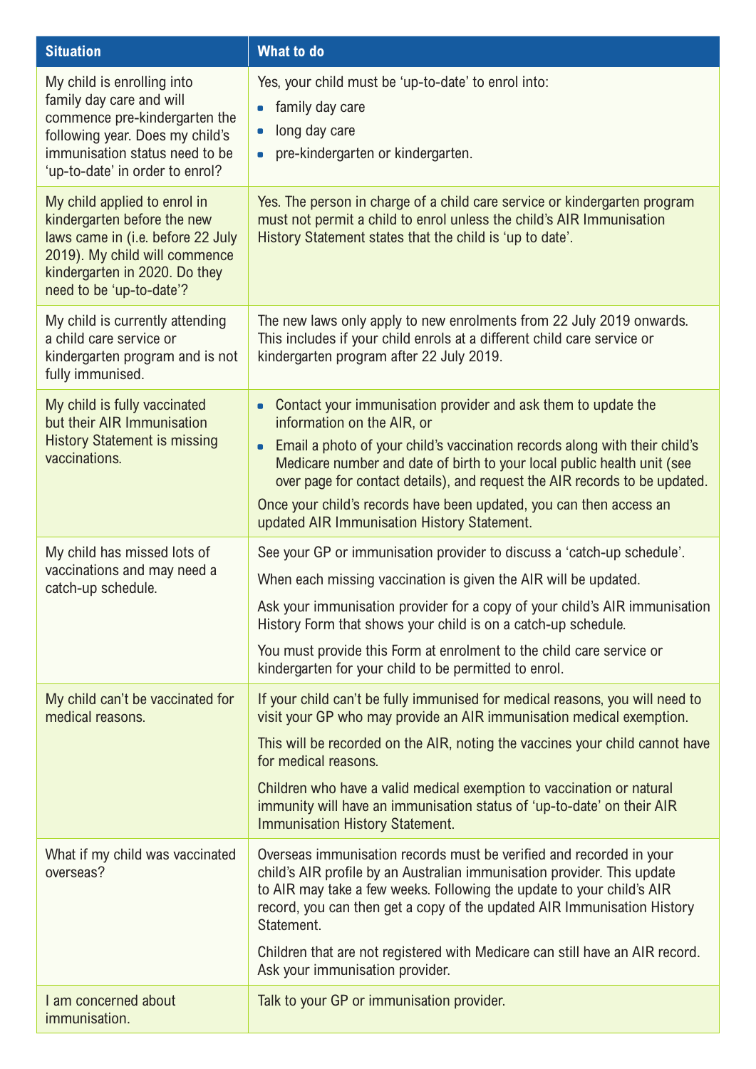| Situation | What to do |
|---|---|
| My child is enrolling into family day care and will commence pre-kindergarten the following year. Does my child's immunisation status need to be 'up-to-date' in order to enrol? | Yes, your child must be 'up-to-date' to enrol into:<br>- family day care<br>- long day care<br>- pre-kindergarten or kindergarten. |
| My child applied to enrol in kindergarten before the new laws came in (i.e. before 22 July 2019). My child will commence kindergarten in 2020. Do they need to be 'up-to-date'? | Yes. The person in charge of a child care service or kindergarten program must not permit a child to enrol unless the child's AIR Immunisation History Statement states that the child is 'up to date'. |
| My child is currently attending a child care service or kindergarten program and is not fully immunised. | The new laws only apply to new enrolments from 22 July 2019 onwards. This includes if your child enrols at a different child care service or kindergarten program after 22 July 2019. |
| My child is fully vaccinated but their AIR Immunisation History Statement is missing vaccinations. | - Contact your immunisation provider and ask them to update the information on the AIR, or<br>- Email a photo of your child's vaccination records along with their child's Medicare number and date of birth to your local public health unit (see over page for contact details), and request the AIR records to be updated.<br><br>Once your child's records have been updated, you can then access an updated AIR Immunisation History Statement. |
| My child has missed lots of vaccinations and may need a catch-up schedule. | See your GP or immunisation provider to discuss a 'catch-up schedule'.<br><br>When each missing vaccination is given the AIR will be updated.<br><br>Ask your immunisation provider for a copy of your child's AIR immunisation History Form that shows your child is on a catch-up schedule.<br><br>You must provide this Form at enrolment to the child care service or kindergarten for your child to be permitted to enrol. |
| My child can't be vaccinated for medical reasons. | If your child can't be fully immunised for medical reasons, you will need to visit your GP who may provide an AIR immunisation medical exemption.<br><br>This will be recorded on the AIR, noting the vaccines your child cannot have for medical reasons.<br><br>Children who have a valid medical exemption to vaccination or natural immunity will have an immunisation status of 'up-to-date' on their AIR Immunisation History Statement. |
| What if my child was vaccinated overseas? | Overseas immunisation records must be verified and recorded in your child's AIR profile by an Australian immunisation provider. This update to AIR may take a few weeks. Following the update to your child's AIR record, you can then get a copy of the updated AIR Immunisation History Statement.<br><br>Children that are not registered with Medicare can still have an AIR record. Ask your immunisation provider. |
| I am concerned about immunisation. | Talk to your GP or immunisation provider. |